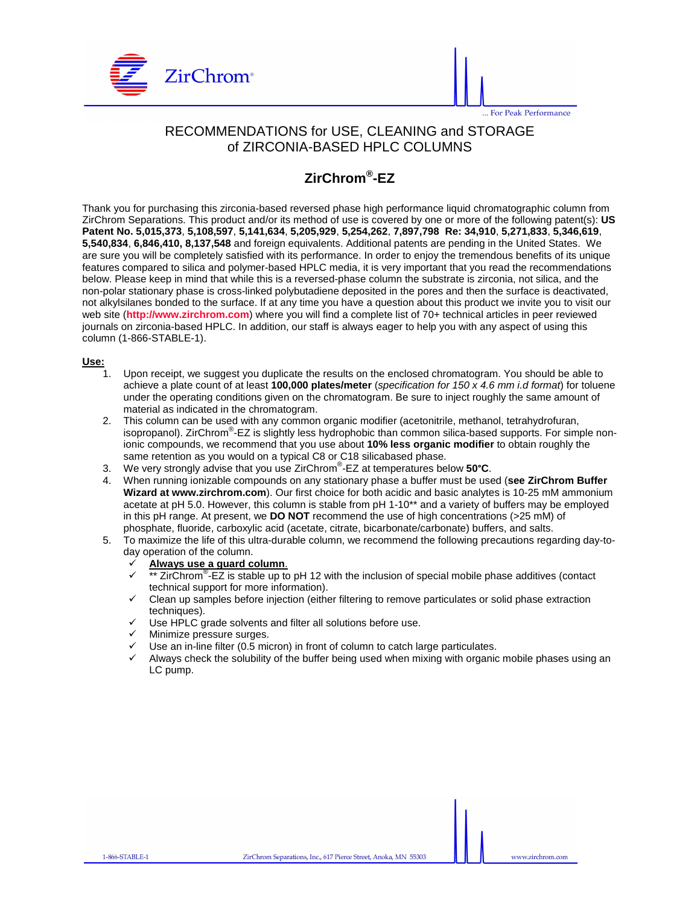# RECOMMENDATIONS for USE, CLEANING and STORAGE of ZIRCONIA-BASED HPLC COLUMNS

## ZirChrom®-EZ

Thank you for purchasing this zirconia-based reversed phase high performance liquid chromatographic column from ZirChrom Separations. This product and/or its method of use is covered by one or more of the following patent(s): **US Patent No. 5,015,373**, **5,108,597**, **5,141,634**, **5,205,929**, **5,254,262**, **7,897,798 Re: 34,910**, **5,271,833**, **5,346,619**, **5,540,834**, **6,846,410, 8,137,548** and foreign equivalents. Additional patents are pending in the United States. We are sure you will be completely satisfied with its performance. In order to enjoy the tremendous benefits of its unique features compared to silica and polymer-based HPLC media, it is very important that you read the recommendations below. Please keep in mind that while this is a reversed-phase column the substrate is zirconia, not silica, and the non-polar stationary phase is cross-linked polybutadiene deposited in the pores and then the surface is deactivated, not alkylsilanes bonded to the surface. If at any time you have a question about this product we invite you to visit our web site (**http://www.zirchrom.com**) where you will find a complete list of 70+ technical articles in peer reviewed journals on zirconia-based HPLC. In addition, our staff is always eager to help you with any aspect of using this column (1-866-STABLE-1).

**Use:**

1. Upon receipt, we suggest you duplicate the results on the enclosed chromatogram. You should be able to achieve a plate count of at least **100,000 plates/meter** (*specification for 150 x 4.6 mm i.d format*) for toluene under the operating conditions given on the chromatogram. Be sure to inject roughly the same amount of material as indicated in the chromatogram.
2. This column can be used with any common organic modifier (acetonitrile, methanol, tetrahydrofuran, isopropanol). ZirChrom®-EZ is slightly less hydrophobic than common silica-based supports. For simple non-ionic compounds, we recommend that you use about **10% less organic modifier** to obtain roughly the same retention as you would on a typical C8 or C18 silicabased phase.
3. We very strongly advise that you use ZirChrom®-EZ at temperatures below **50°C**.
4. When running ionizable compounds on any stationary phase a buffer must be used (**see ZirChrom Buffer Wizard at www.zirchrom.com**). Our first choice for both acidic and basic analytes is 10-25 mM ammonium acetate at pH 5.0. However, this column is stable from pH 1-10** and a variety of buffers may be employed in this pH range. At present, we **DO NOT** recommend the use of high concentrations (>25 mM) of phosphate, fluoride, carboxylic acid (acetate, citrate, bicarbonate/carbonate) buffers, and salts.
5. To maximize the life of this ultra-durable column, we recommend the following precautions regarding day-to-day operation of the column.
   - ✓ **Always use a guard column.**
   - ✓ ** ZirChrom®-EZ is stable up to pH 12 with the inclusion of special mobile phase additives (contact technical support for more information).
   - ✓ Clean up samples before injection (either filtering to remove particulates or solid phase extraction techniques).
   - ✓ Use HPLC grade solvents and filter all solutions before use.
   - ✓ Minimize pressure surges.
   - ✓ Use an in-line filter (0.5 micron) in front of column to catch large particulates.
   - ✓ Always check the solubility of the buffer being used when mixing with organic mobile phases using an LC pump.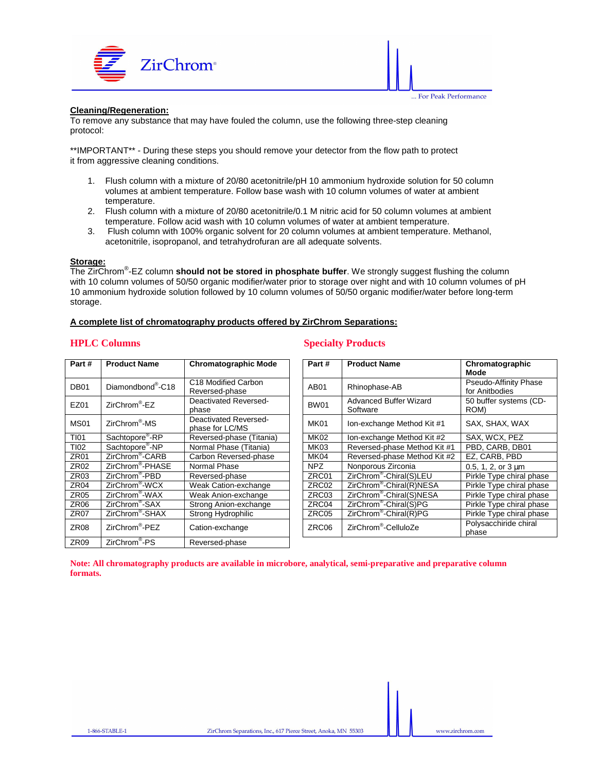**Cleaning/Regeneration:**
To remove any substance that may have fouled the column, use the following three-step cleaning protocol:

**IMPORTANT** - During these steps you should remove your detector from the flow path to protect it from aggressive cleaning conditions.

1. Flush column with a mixture of 20/80 acetonitrile/pH 10 ammonium hydroxide solution for 50 column volumes at ambient temperature. Follow base wash with 10 column volumes of water at ambient temperature.
2. Flush column with a mixture of 20/80 acetonitrile/0.1 M nitric acid for 50 column volumes at ambient temperature. Follow acid wash with 10 column volumes of water at ambient temperature.
3. Flush column with 100% organic solvent for 20 column volumes at ambient temperature. Methanol, acetonitrile, isopropanol, and tetrahydrofuran are all adequate solvents.

**Storage:**
The ZirChrom®-EZ column **should not be stored in phosphate buffer**. We strongly suggest flushing the column with 10 column volumes of 50/50 organic modifier/water prior to storage over night and with 10 column volumes of pH 10 ammonium hydroxide solution followed by 10 column volumes of 50/50 organic modifier/water before long-term storage.

**A complete list of chromatography products offered by ZirChrom Separations:**

## HPLC Columns

| Part # | Product Name | Chromatographic Mode |
|---|---|---|
| DB01 | Diamondbond®-C18 | C18 Modified Carbon Reversed-phase |
| EZ01 | ZirChrom®-EZ | Deactivated Reversed-phase |
| MS01 | ZirChrom®-MS | Deactivated Reversed-phase for LC/MS |
| TI01 | Sachtopore®-RP | Reversed-phase (Titania) |
| TI02 | Sachtopore®-NP | Normal Phase (Titania) |
| ZR01 | ZirChrom®-CARB | Carbon Reversed-phase |
| ZR02 | ZirChrom®-PHASE | Normal Phase |
| ZR03 | ZirChrom®-PBD | Reversed-phase |
| ZR04 | ZirChrom®-WCX | Weak Cation-exchange |
| ZR05 | ZirChrom®-WAX | Weak Anion-exchange |
| ZR06 | ZirChrom®-SAX | Strong Anion-exchange |
| ZR07 | ZirChrom®-SHAX | Strong Hydrophilic |
| ZR08 | ZirChrom®-PEZ | Cation-exchange |
| ZR09 | ZirChrom®-PS | Reversed-phase |

## Specialty Products

| Part # | Product Name | Chromatographic Mode |
|---|---|---|
| AB01 | Rhinophase-AB | Pseudo-Affinity Phase for Anitbodies |
| BW01 | Advanced Buffer Wizard Software | 50 buffer systems (CD-ROM) |
| MK01 | Ion-exchange Method Kit #1 | SAX, SHAX, WAX |
| MK02 | Ion-exchange Method Kit #2 | SAX, WCX, PEZ |
| MK03 | Reversed-phase Method Kit #1 | PBD, CARB, DB01 |
| MK04 | Reversed-phase Method Kit #2 | EZ, CARB, PBD |
| NPZ | Nonporous Zirconia | 0.5, 1, 2, or 3 µm |
| ZRC01 | ZirChrom®-Chiral(S)LEU | Pirkle Type chiral phase |
| ZRC02 | ZirChrom®-Chiral(R)NESA | Pirkle Type chiral phase |
| ZRC03 | ZirChrom®-Chiral(S)NESA | Pirkle Type chiral phase |
| ZRC04 | ZirChrom®-Chiral(S)PG | Pirkle Type chiral phase |
| ZRC05 | ZirChrom®-Chiral(R)PG | Pirkle Type chiral phase |
| ZRC06 | ZirChrom®-CelluloZe | Polysacchiride chiral phase |

**Note: All chromatography products are available in microbore, analytical, semi-preparative and preparative column formats.**